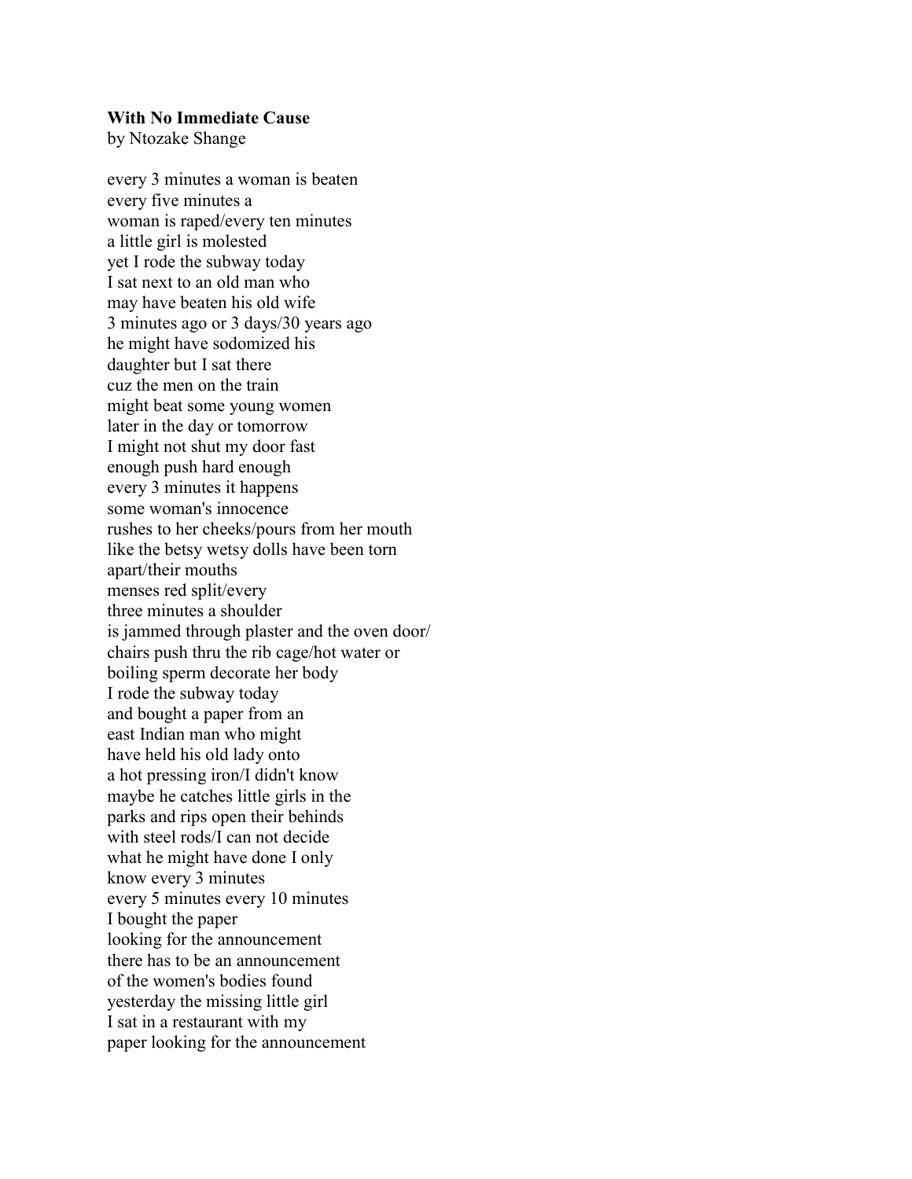**With No Immediate Cause**  
by Ntozake Shange

every 3 minutes a woman is beaten  
every five minutes a  
woman is raped/every ten minutes  
a little girl is molested  
yet I rode the subway today  
I sat next to an old man who  
may have beaten his old wife  
3 minutes ago or 3 days/30 years ago  
he might have sodomized his  
daughter but I sat there  
cuz the men on the train  
might beat some young women  
later in the day or tomorrow  
I might not shut my door fast  
enough push hard enough  
every 3 minutes it happens  
some woman's innocence  
rushes to her cheeks/pours from her mouth  
like the betsy wetsy dolls have been torn  
apart/their mouths  
menses red split/every  
three minutes a shoulder  
is jammed through plaster and the oven door/  
chairs push thru the rib cage/hot water or  
boiling sperm decorate her body  
I rode the subway today  
and bought a paper from an  
east Indian man who might  
have held his old lady onto  
a hot pressing iron/I didn't know  
maybe he catches little girls in the  
parks and rips open their behinds  
with steel rods/I can not decide  
what he might have done I only  
know every 3 minutes  
every 5 minutes every 10 minutes  
I bought the paper  
looking for the announcement  
there has to be an announcement  
of the women's bodies found  
yesterday the missing little girl  
I sat in a restaurant with my  
paper looking for the announcement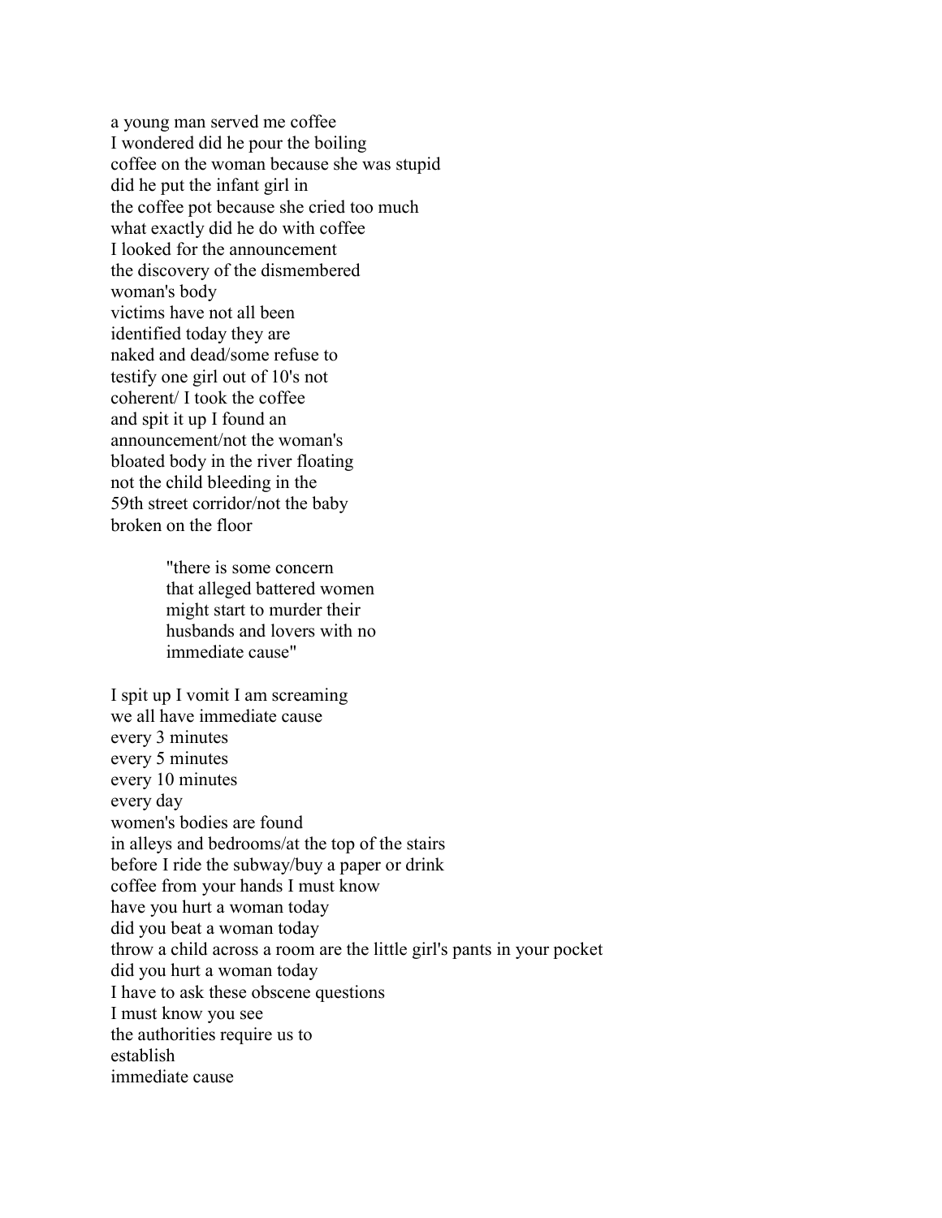a young man served me coffee
I wondered did he pour the boiling
coffee on the woman because she was stupid
did he put the infant girl in
the coffee pot because she cried too much
what exactly did he do with coffee
I looked for the announcement
the discovery of the dismembered
woman's body
victims have not all been
identified today they are
naked and dead/some refuse to
testify one girl out of 10's not
coherent/ I took the coffee
and spit it up I found an
announcement/not the woman's
bloated body in the river floating
not the child bleeding in the
59th street corridor/not the baby
broken on the floor

> "there is some concern
> that alleged battered women
> might start to murder their
> husbands and lovers with no
> immediate cause"

I spit up I vomit I am screaming
we all have immediate cause
every 3 minutes
every 5 minutes
every 10 minutes
every day
women's bodies are found
in alleys and bedrooms/at the top of the stairs
before I ride the subway/buy a paper or drink
coffee from your hands I must know
have you hurt a woman today
did you beat a woman today
throw a child across a room are the little girl's pants in your pocket
did you hurt a woman today
I have to ask these obscene questions
I must know you see
the authorities require us to
establish
immediate cause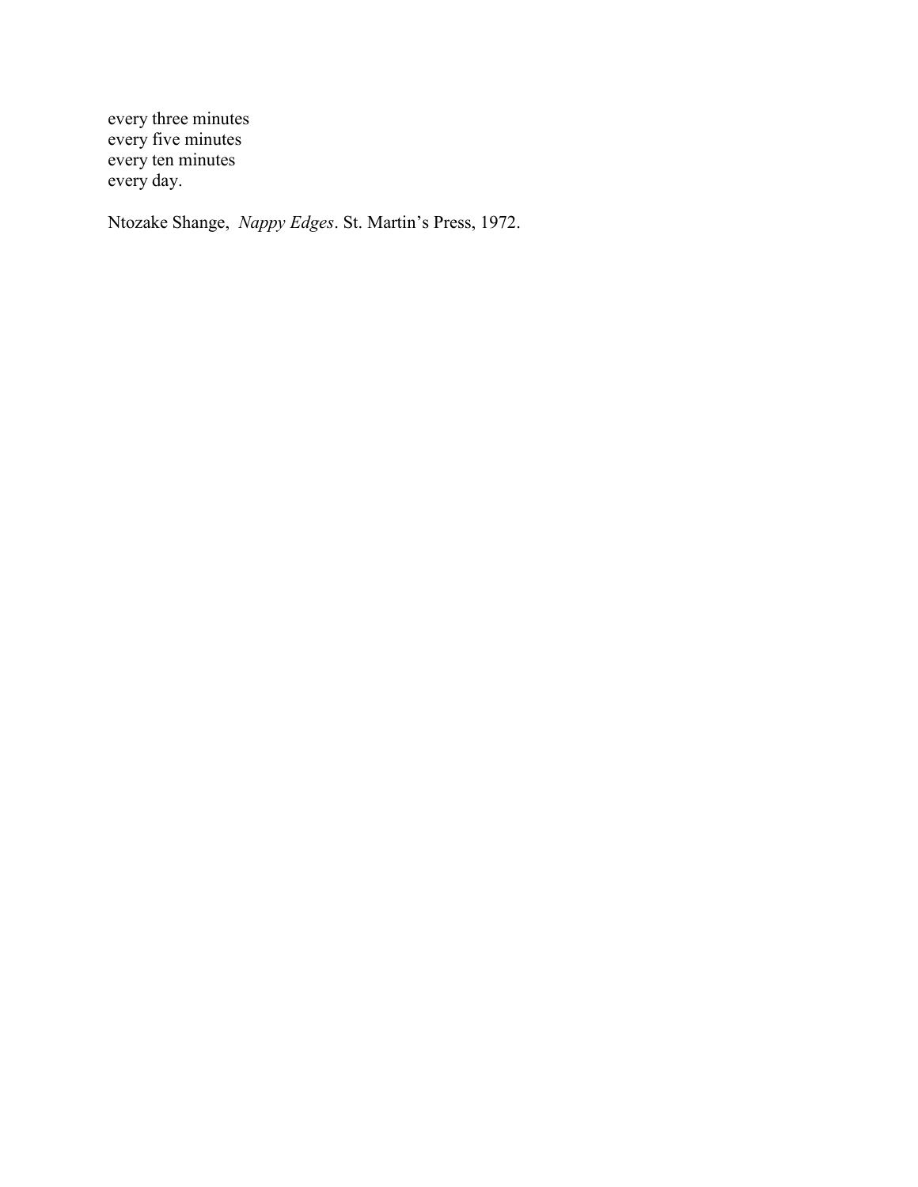every three minutes  
every five minutes  
every ten minutes  
every day.

Ntozake Shange, *Nappy Edges*. St. Martin's Press, 1972.